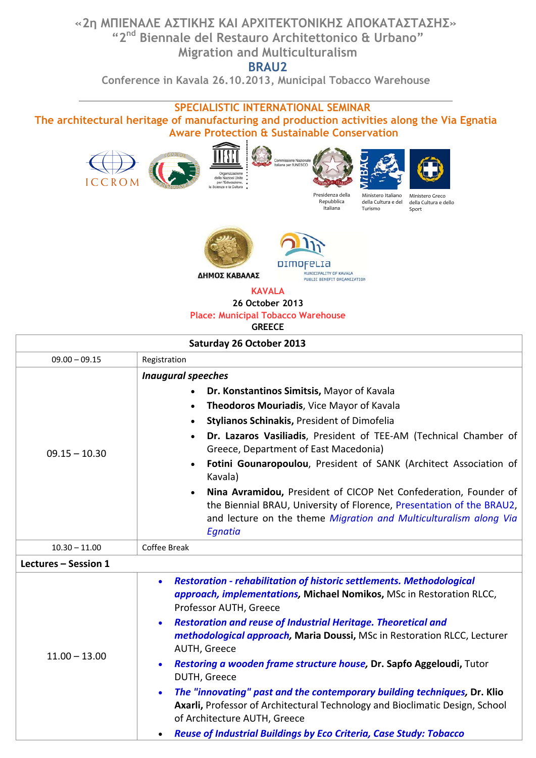# «2η ΜΠΙΕΝΑΛΕ ΑΣΤΙΚΗΣ ΚΑΙ ΑΡΧΙΤΕΚΤΟΝΙΚΗΣ ΑΠΟΚΑΤΑΣΤΑΣΗΣ»
## "2nd Biennale del Restauro Architettonico & Urbano"
## Migration and Multiculturalism
## BRAU2
### Conference in Kavala 26.10.2013, Municipal Tobacco Warehouse

---

**SPECIALISTIC INTERNATIONAL SEMINAR**

**The architectural heritage of manufacturing and production activities along the Via Egnatia**

**Aware Protection & Sustainable Conservation**

ICCROM

UNESCO – Organizzazione delle Nazioni Unite per l'Educazione, la Scienza e la Cultura

Commissione Nazionale Italiana per l'UNESCO

Presidenza della Repubblica Italiana

Ministero Italiano della Cultura e del Turismo

Ministero Greco della Cultura e dello Sport

ΔΗΜΟΣ ΚΑΒΑΛΑΣ

DIMOFELIA – MUNICIPALITY OF KAVALA PUBLIC BENEFIT ORGANIZATION

**KAVALA**

**26 October 2013**

**Place: Municipal Tobacco Warehouse**

**GREECE**

| Saturday 26 October 2013 | |
|---|---|
| 09.00 – 09.15 | Registration |
| 09.15 – 10.30 | ***Inaugural speeches***<br>• **Dr. Konstantinos Simitsis,** Mayor of Kavala<br>• **Theodoros Mouriadis**, Vice Mayor of Kavala<br>• **Stylianos Schinakis,** President of Dimofelia<br>• **Dr. Lazaros Vasiliadis**, President of TEE-AM (Technical Chamber of Greece, Department of East Macedonia)<br>• **Fotini Gounaropoulou**, President of SANK (Architect Association of Kavala)<br>• **Nina Avramidou,** President of CICOP Net Confederation, Founder of the Biennial BRAU, University of Florence, Presentation of the BRAU2, and lecture on the theme *Migration and Multiculturalism along Via Egnatia* |
| 10.30 – 11.00 | Coffee Break |
| **Lectures – Session 1** | |
| 11.00 – 13.00 | • ***Restoration - rehabilitation of historic settlements. Methodological approach, implementations,*** **Michael Nomikos,** MSc in Restoration RLCC, Professor AUTH, Greece<br>• ***Restoration and reuse of Industrial Heritage. Theoretical and methodological approach,*** **Maria Doussi,** MSc in Restoration RLCC, Lecturer AUTH, Greece<br>• ***Restoring a wooden frame structure house,*** **Dr. Sapfo Aggeloudi,** Tutor DUTH, Greece<br>• ***The "innovating" past and the contemporary building techniques,*** **Dr. Klio Axarli,** Professor of Architectural Technology and Bioclimatic Design, School of Architecture AUTH, Greece<br>• ***Reuse of Industrial Buildings by Eco Criteria, Case Study: Tobacco*** |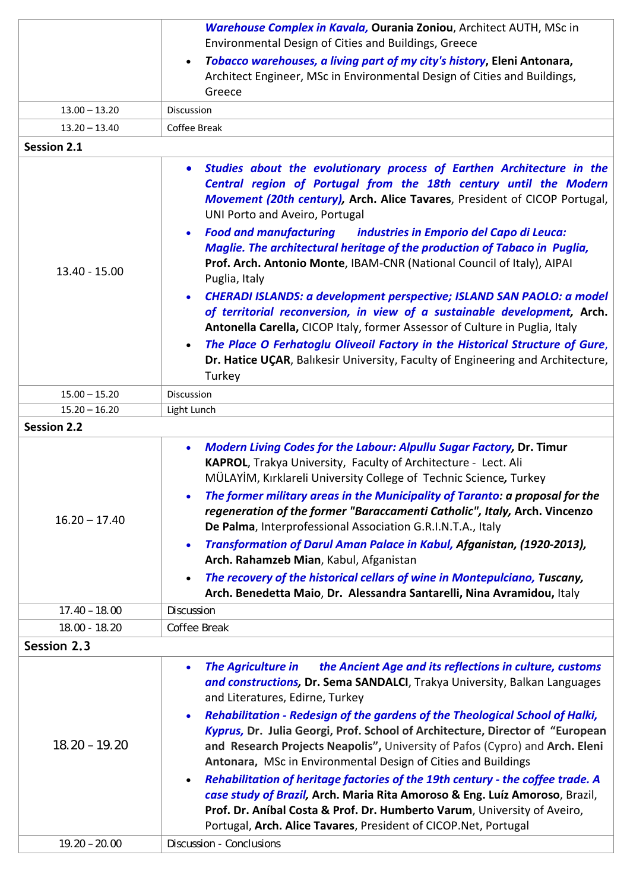| | |
|---|---|
| | *Warehouse Complex in Kavala,* **Ourania Zoniou**, Architect AUTH, MSc in Environmental Design of Cities and Buildings, Greece<br>• *Tobacco warehouses, a living part of my city's history*, **Eleni Antonara,** Architect Engineer, MSc in Environmental Design of Cities and Buildings, Greece |
| 13.00 – 13.20 | Discussion |
| 13.20 – 13.40 | Coffee Break |
| **Session 2.1** | |
| 13.40 - 15.00 | • *Studies about the evolutionary process of Earthen Architecture in the Central region of Portugal from the 18th century until the Modern Movement (20th century),* **Arch. Alice Tavares**, President of CICOP Portugal, UNI Porto and Aveiro, Portugal<br>• *Food and manufacturing industries in Emporio del Capo di Leuca: Maglie. The architectural heritage of the production of Tabaco in Puglia,* **Prof. Arch. Antonio Monte**, IBAM-CNR (National Council of Italy), AIPAI Puglia, Italy<br>• *CHERADI ISLANDS: a development perspective; ISLAND SAN PAOLO: a model of territorial reconversion, in view of a sustainable development*, **Arch. Antonella Carella,** CICOP Italy, former Assessor of Culture in Puglia, Italy<br>• *The Place O Ferhatoglu Oliveoil Factory in the Historical Structure of Gure*, **Dr. Hatice UÇAR**, Balıkesir University, Faculty of Engineering and Architecture, Turkey |
| 15.00 – 15.20 | Discussion |
| 15.20 – 16.20 | Light Lunch |
| **Session 2.2** | |
| 16.20 – 17.40 | • *Modern Living Codes for the Labour: Alpullu Sugar Factory,* **Dr. Timur KAPROL**, Trakya University, Faculty of Architecture - Lect. Ali MÜLAYİM, Kırklareli University College of Technic Science**,** Turkey<br>• *The former military areas in the Municipality of Taranto: a proposal for the regeneration of the former "Baraccamenti Catholic", Italy,* **Arch. Vincenzo De Palma**, Interprofessional Association G.R.I.N.T.A., Italy<br>• *Transformation of Darul Aman Palace in Kabul, Afganistan, (1920-2013),* **Arch. Rahamzeb Mian**, Kabul, Afganistan<br>• *The recovery of the historical cellars of wine in Montepulciano, Tuscany,* **Arch. Benedetta Maio**, **Dr. Alessandra Santarelli, Nina Avramidou,** Italy |
| 17.40 – 18.00 | Discussion |
| 18.00 - 18.20 | Coffee Break |
| **Session 2.3** | |
| 18.20 – 19.20 | • *The Agriculture in the Ancient Age and its reflections in culture, customs and constructions,* **Dr. Sema SANDALCI**, Trakya University, Balkan Languages and Literatures, Edirne, Turkey<br>• *Rehabilitation - Redesign of the gardens of the Theological School of Halki, Kyprus,* **Dr. Julia Georgi, Prof. School of Architecture, Director of "European and Research Projects Neapolis",** University of Pafos (Cypro) and **Arch. Eleni Antonara,** MSc in Environmental Design of Cities and Buildings<br>• *Rehabilitation of heritage factories of the 19th century - the coffee trade. A case study of Brazil,* **Arch. Maria Rita Amoroso & Eng. Luíz Amoroso**, Brazil, **Prof. Dr. Aníbal Costa & Prof. Dr. Humberto Varum**, University of Aveiro, Portugal, **Arch. Alice Tavares**, President of CICOP.Net, Portugal |
| 19.20 – 20.00 | Discussion - Conclusions |